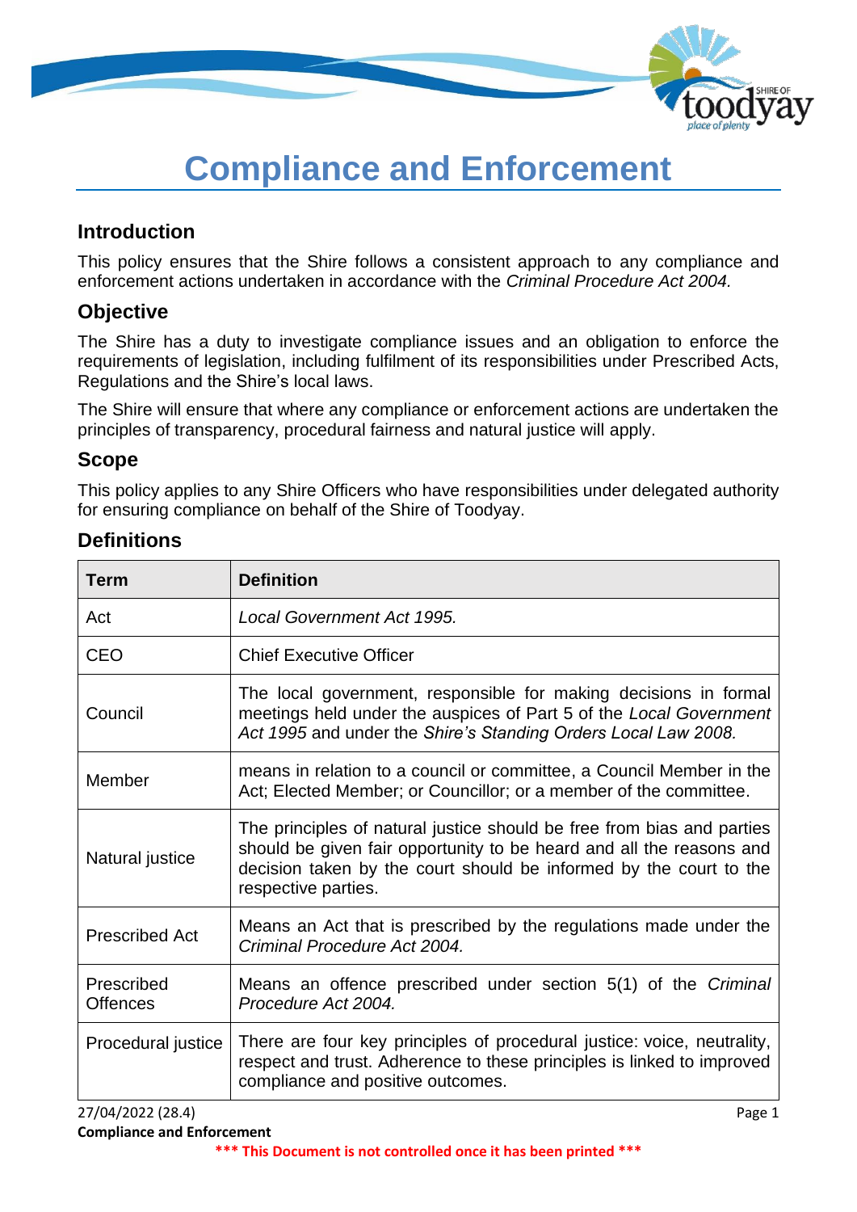# Compliance and Enforcement

## Introduction

This policy ensures that the Shire follows a consistent approach to any compliance and enforcement actions undertaken in accordance with the *Criminal Procedure Act 2004.*

## Objective

The Shire has a duty to investigate compliance issues and an obligation to enforce the requirements of legislation, including fulfilment of its responsibilities under Prescribed Acts, Regulations and the Shire's local laws.

The Shire will ensure that where any compliance or enforcement actions are undertaken the principles of transparency, procedural fairness and natural justice will apply.

## Scope

This policy applies to any Shire Officers who have responsibilities under delegated authority for ensuring compliance on behalf of the Shire of Toodyay.

## Definitions

| Term | Definition |
|---|---|
| Act | *Local Government Act 1995.* |
| CEO | Chief Executive Officer |
| Council | The local government, responsible for making decisions in formal meetings held under the auspices of Part 5 of the *Local Government Act 1995* and under the *Shire's Standing Orders Local Law 2008.* |
| Member | means in relation to a council or committee, a Council Member in the Act; Elected Member; or Councillor; or a member of the committee. |
| Natural justice | The principles of natural justice should be free from bias and parties should be given fair opportunity to be heard and all the reasons and decision taken by the court should be informed by the court to the respective parties. |
| Prescribed Act | Means an Act that is prescribed by the regulations made under the *Criminal Procedure Act 2004.* |
| Prescribed Offences | Means an offence prescribed under section 5(1) of the *Criminal Procedure Act 2004.* |
| Procedural justice | There are four key principles of procedural justice: voice, neutrality, respect and trust. Adherence to these principles is linked to improved compliance and positive outcomes. |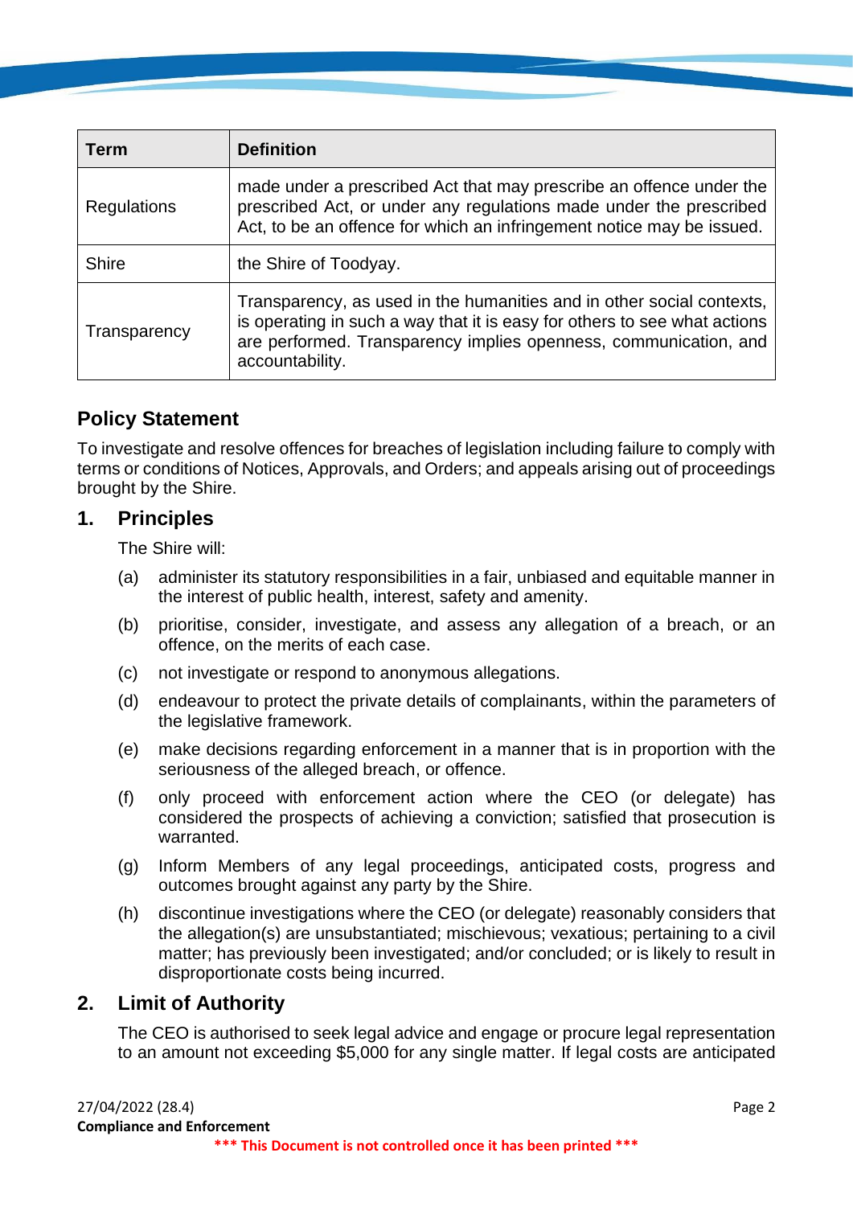| Term | Definition |
|---|---|
| Regulations | made under a prescribed Act that may prescribe an offence under the prescribed Act, or under any regulations made under the prescribed Act, to be an offence for which an infringement notice may be issued. |
| Shire | the Shire of Toodyay. |
| Transparency | Transparency, as used in the humanities and in other social contexts, is operating in such a way that it is easy for others to see what actions are performed. Transparency implies openness, communication, and accountability. |

## Policy Statement

To investigate and resolve offences for breaches of legislation including failure to comply with terms or conditions of Notices, Approvals, and Orders; and appeals arising out of proceedings brought by the Shire.

## 1. Principles

The Shire will:

(a) administer its statutory responsibilities in a fair, unbiased and equitable manner in the interest of public health, interest, safety and amenity.

(b) prioritise, consider, investigate, and assess any allegation of a breach, or an offence, on the merits of each case.

(c) not investigate or respond to anonymous allegations.

(d) endeavour to protect the private details of complainants, within the parameters of the legislative framework.

(e) make decisions regarding enforcement in a manner that is in proportion with the seriousness of the alleged breach, or offence.

(f) only proceed with enforcement action where the CEO (or delegate) has considered the prospects of achieving a conviction; satisfied that prosecution is warranted.

(g) Inform Members of any legal proceedings, anticipated costs, progress and outcomes brought against any party by the Shire.

(h) discontinue investigations where the CEO (or delegate) reasonably considers that the allegation(s) are unsubstantiated; mischievous; vexatious; pertaining to a civil matter; has previously been investigated; and/or concluded; or is likely to result in disproportionate costs being incurred.

## 2. Limit of Authority

The CEO is authorised to seek legal advice and engage or procure legal representation to an amount not exceeding $5,000 for any single matter. If legal costs are anticipated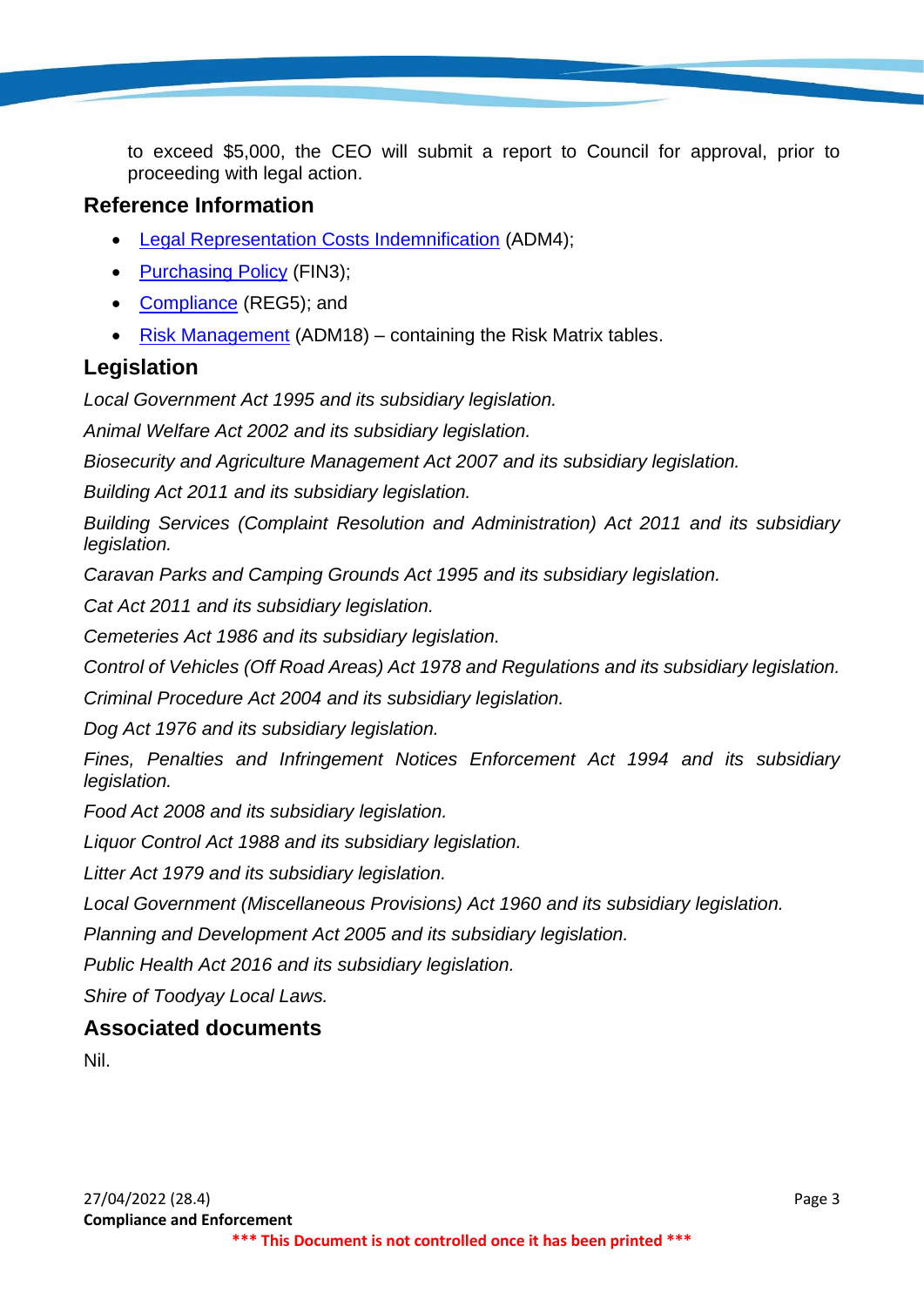to exceed $5,000, the CEO will submit a report to Council for approval, prior to proceeding with legal action.

## Reference Information

- Legal Representation Costs Indemnification (ADM4);
- Purchasing Policy (FIN3);
- Compliance (REG5); and
- Risk Management (ADM18) – containing the Risk Matrix tables.

## Legislation

*Local Government Act 1995 and its subsidiary legislation.*

*Animal Welfare Act 2002 and its subsidiary legislation.*

*Biosecurity and Agriculture Management Act 2007 and its subsidiary legislation.*

*Building Act 2011 and its subsidiary legislation.*

*Building Services (Complaint Resolution and Administration) Act 2011 and its subsidiary legislation.*

*Caravan Parks and Camping Grounds Act 1995 and its subsidiary legislation.*

*Cat Act 2011 and its subsidiary legislation.*

*Cemeteries Act 1986 and its subsidiary legislation.*

*Control of Vehicles (Off Road Areas) Act 1978 and Regulations and its subsidiary legislation.*

*Criminal Procedure Act 2004 and its subsidiary legislation.*

*Dog Act 1976 and its subsidiary legislation.*

*Fines, Penalties and Infringement Notices Enforcement Act 1994 and its subsidiary legislation.*

*Food Act 2008 and its subsidiary legislation.*

*Liquor Control Act 1988 and its subsidiary legislation.*

*Litter Act 1979 and its subsidiary legislation.*

*Local Government (Miscellaneous Provisions) Act 1960 and its subsidiary legislation.*

*Planning and Development Act 2005 and its subsidiary legislation.*

*Public Health Act 2016 and its subsidiary legislation.*

*Shire of Toodyay Local Laws.*

## Associated documents

Nil.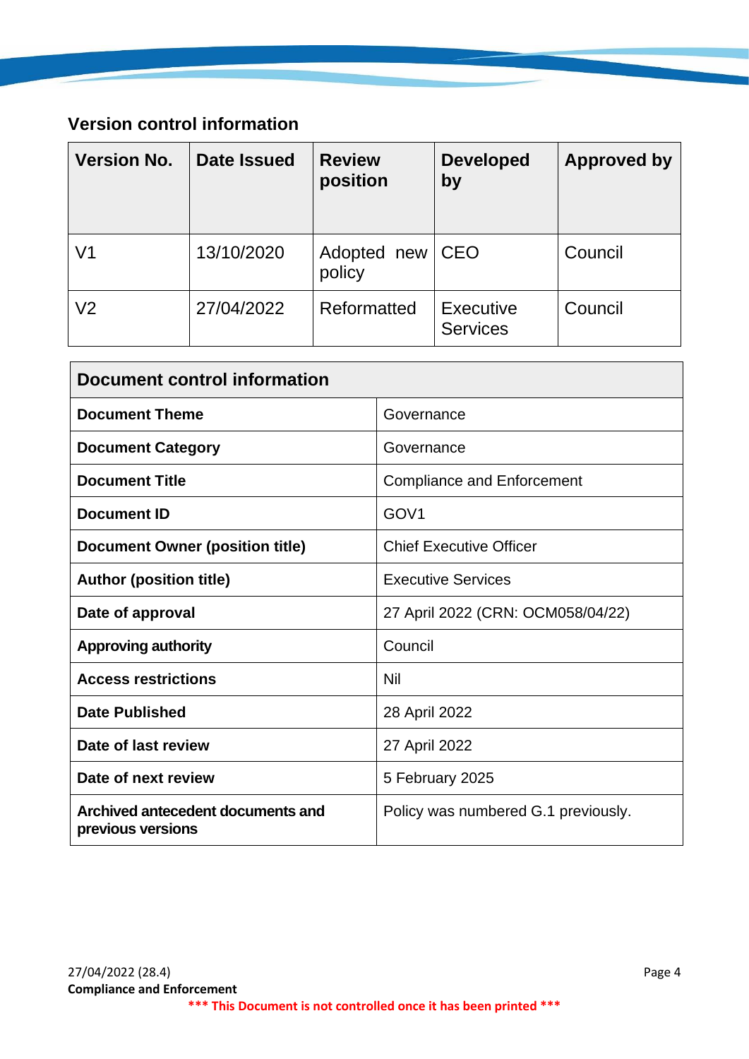## Version control information

| Version No. | Date Issued | Review position | Developed by | Approved by |
|---|---|---|---|---|
| V1 | 13/10/2020 | Adopted new policy | CEO | Council |
| V2 | 27/04/2022 | Reformatted | Executive Services | Council |

| Document control information | |
|---|---|
| **Document Theme** | Governance |
| **Document Category** | Governance |
| **Document Title** | Compliance and Enforcement |
| **Document ID** | GOV1 |
| **Document Owner (position title)** | Chief Executive Officer |
| **Author (position title)** | Executive Services |
| **Date of approval** | 27 April 2022 (CRN: OCM058/04/22) |
| **Approving authority** | Council |
| **Access restrictions** | Nil |
| **Date Published** | 28 April 2022 |
| **Date of last review** | 27 April 2022 |
| **Date of next review** | 5 February 2025 |
| **Archived antecedent documents and previous versions** | Policy was numbered G.1 previously. |